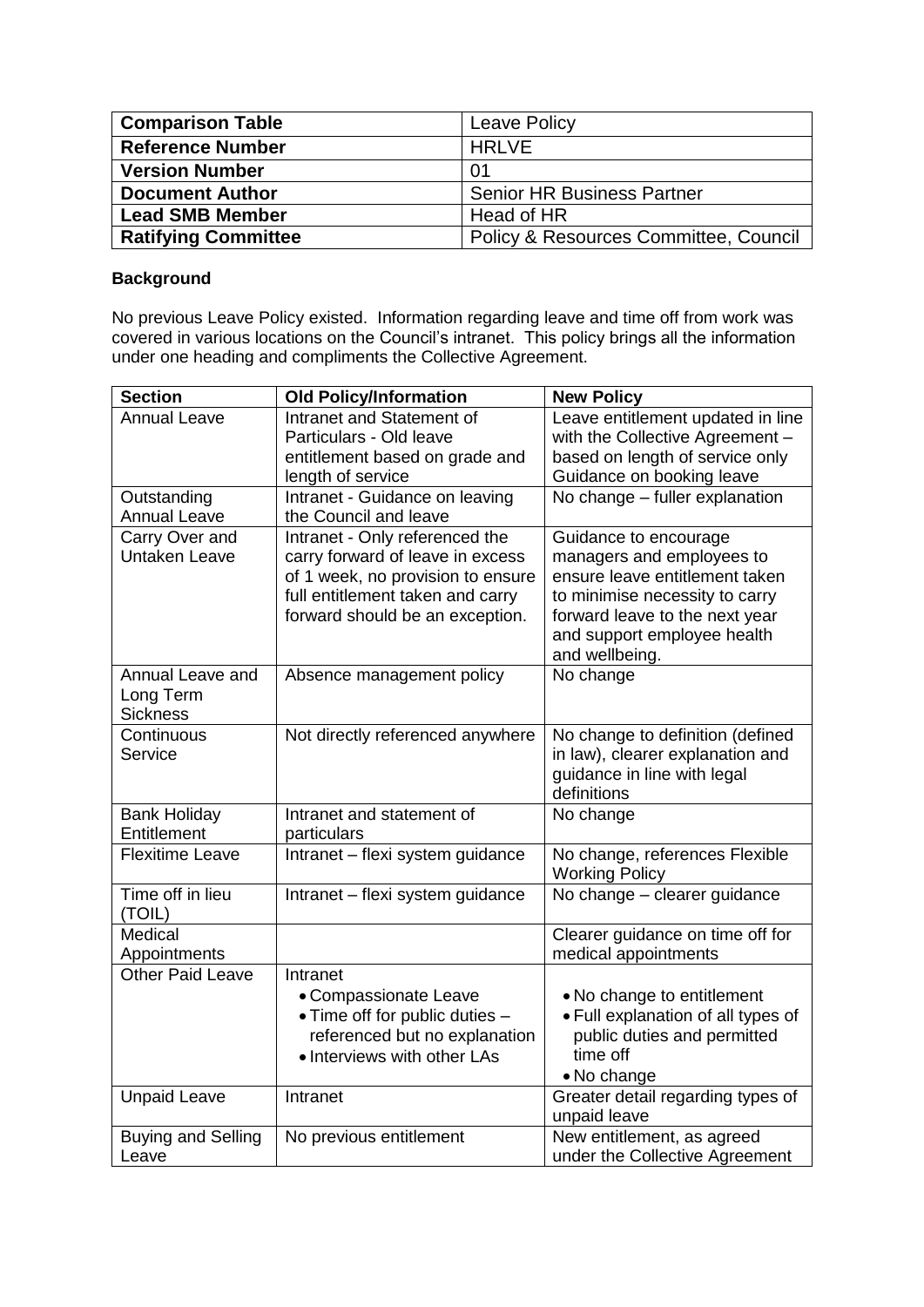| Comparison Table | Leave Policy |
|---|---|
| Reference Number | HRLVE |
| Version Number | 01 |
| Document Author | Senior HR Business Partner |
| Lead SMB Member | Head of HR |
| Ratifying Committee | Policy & Resources Committe, Council |

**Background**

No previous Leave Policy existed. Information regarding leave and time off from work was covered in various locations on the Council's intranet. This policy brings all the information under one heading and compliments the Collective Agreement.

| Section | Old Policy/Information | New Policy |
|---|---|---|
| Annual Leave | Intranet and Statement of Particulars - Old leave entitlement based on grade and length of service | Leave entitlement updated in line with the Collective Agreement – based on length of service only Guidance on booking leave |
| Outstanding Annual Leave | Intranet - Guidance on leaving the Council and leave | No change – fuller explanation |
| Carry Over and Untaken Leave | Intranet - Only referenced the carry forward of leave in excess of 1 week, no provision to ensure full entitlement taken and carry forward should be an exception. | Guidance to encourage managers and employees to ensure leave entitlement taken to minimise necessity to carry forward leave to the next year and support employee health and wellbeing. |
| Annual Leave and Long Term Sickness | Absence management policy | No change |
| Continuous Service | Not directly referenced anywhere | No change to definition (defined in law), clearer explanation and guidance in line with legal definitions |
| Bank Holiday Entitlement | Intranet and statement of particulars | No change |
| Flexitime Leave | Intranet – flexi system guidance | No change, references Flexible Working Policy |
| Time off in lieu (TOIL) | Intranet – flexi system guidance | No change – clearer guidance |
| Medical Appointments | | Clearer guidance on time off for medical appointments |
| Other Paid Leave | Intranet<br>• Compassionate Leave<br>• Time off for public duties – referenced but no explanation<br>• Interviews with other LAs | • No change to entitlement<br>• Full explanation of all types of public duties and permitted time off<br>• No change |
| Unpaid Leave | Intranet | Greater detail regarding types of unpaid leave |
| Buying and Selling Leave | No previous entitlement | New entitlement, as agreed under the Collective Agreement |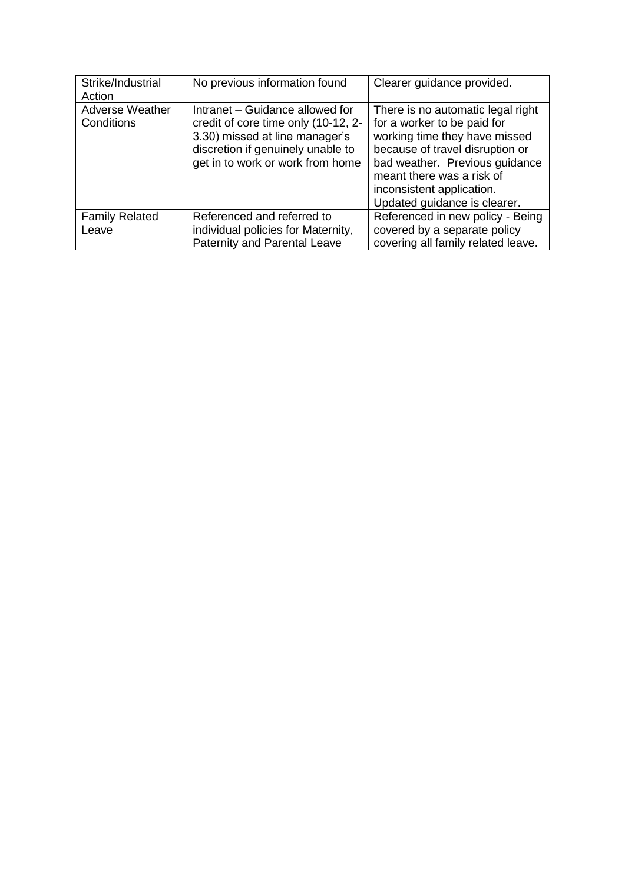| | | |
|---|---|---|
| Strike/Industrial Action | No previous information found | Clearer guidance provided. |
| Adverse Weather Conditions | Intranet – Guidance allowed for credit of core time only (10-12, 2-3.30) missed at line manager's discretion if genuinely unable to get in to work or work from home | There is no automatic legal right for a worker to be paid for working time they have missed because of travel disruption or bad weather. Previous guidance meant there was a risk of inconsistent application. Updated guidance is clearer. |
| Family Related Leave | Referenced and referred to individual policies for Maternity, Paternity and Parental Leave | Referenced in new policy - Being covered by a separate policy covering all family related leave. |